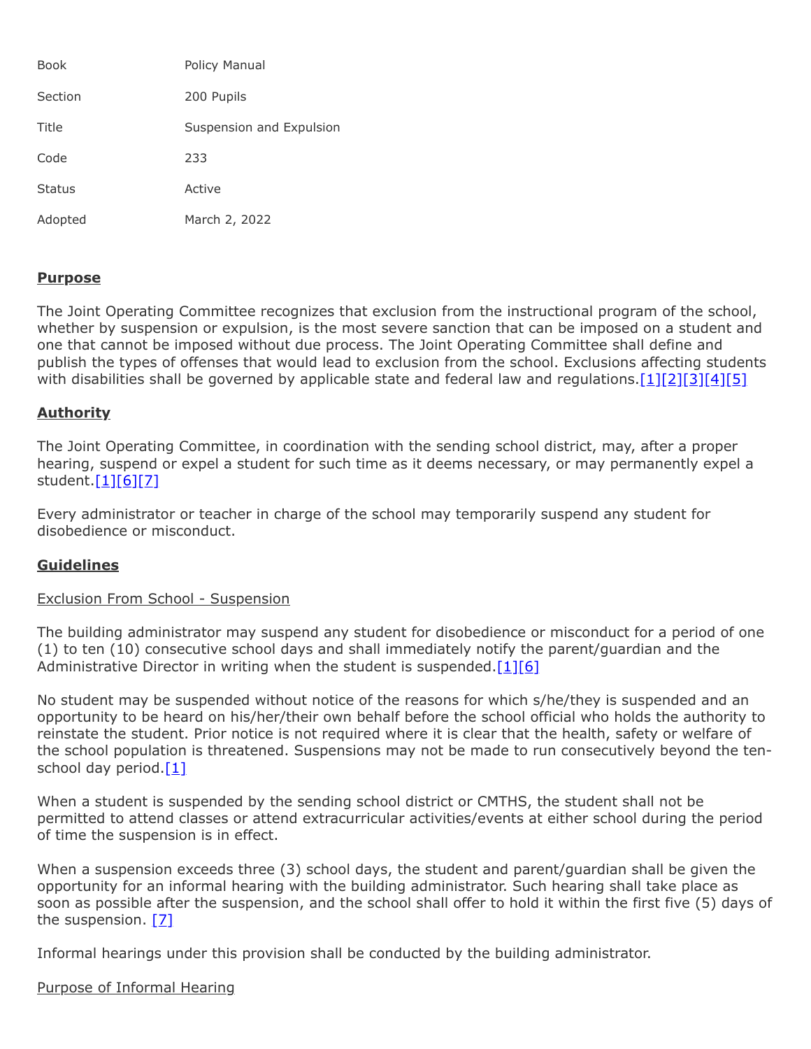| | |
|---|---|
| Book | Policy Manual |
| Section | 200 Pupils |
| Title | Suspension and Expulsion |
| Code | 233 |
| Status | Active |
| Adopted | March 2, 2022 |

## **Purpose**

The Joint Operating Committee recognizes that exclusion from the instructional program of the school, whether by suspension or expulsion, is the most severe sanction that can be imposed on a student and one that cannot be imposed without due process. The Joint Operating Committee shall define and publish the types of offenses that would lead to exclusion from the school. Exclusions affecting students with disabilities shall be governed by applicable state and federal law and regulations.[1][2][3][4][5]

## **Authority**

The Joint Operating Committee, in coordination with the sending school district, may, after a proper hearing, suspend or expel a student for such time as it deems necessary, or may permanently expel a student.[1][6][7]

Every administrator or teacher in charge of the school may temporarily suspend any student for disobedience or misconduct.

## **Guidelines**

### Exclusion From School - Suspension

The building administrator may suspend any student for disobedience or misconduct for a period of one (1) to ten (10) consecutive school days and shall immediately notify the parent/guardian and the Administrative Director in writing when the student is suspended.[1][6]

No student may be suspended without notice of the reasons for which s/he/they is suspended and an opportunity to be heard on his/her/their own behalf before the school official who holds the authority to reinstate the student. Prior notice is not required where it is clear that the health, safety or welfare of the school population is threatened. Suspensions may not be made to run consecutively beyond the ten-school day period.[1]

When a student is suspended by the sending school district or CMTHS, the student shall not be permitted to attend classes or attend extracurricular activities/events at either school during the period of time the suspension is in effect.

When a suspension exceeds three (3) school days, the student and parent/guardian shall be given the opportunity for an informal hearing with the building administrator. Such hearing shall take place as soon as possible after the suspension, and the school shall offer to hold it within the first five (5) days of the suspension. [7]

Informal hearings under this provision shall be conducted by the building administrator.

### Purpose of Informal Hearing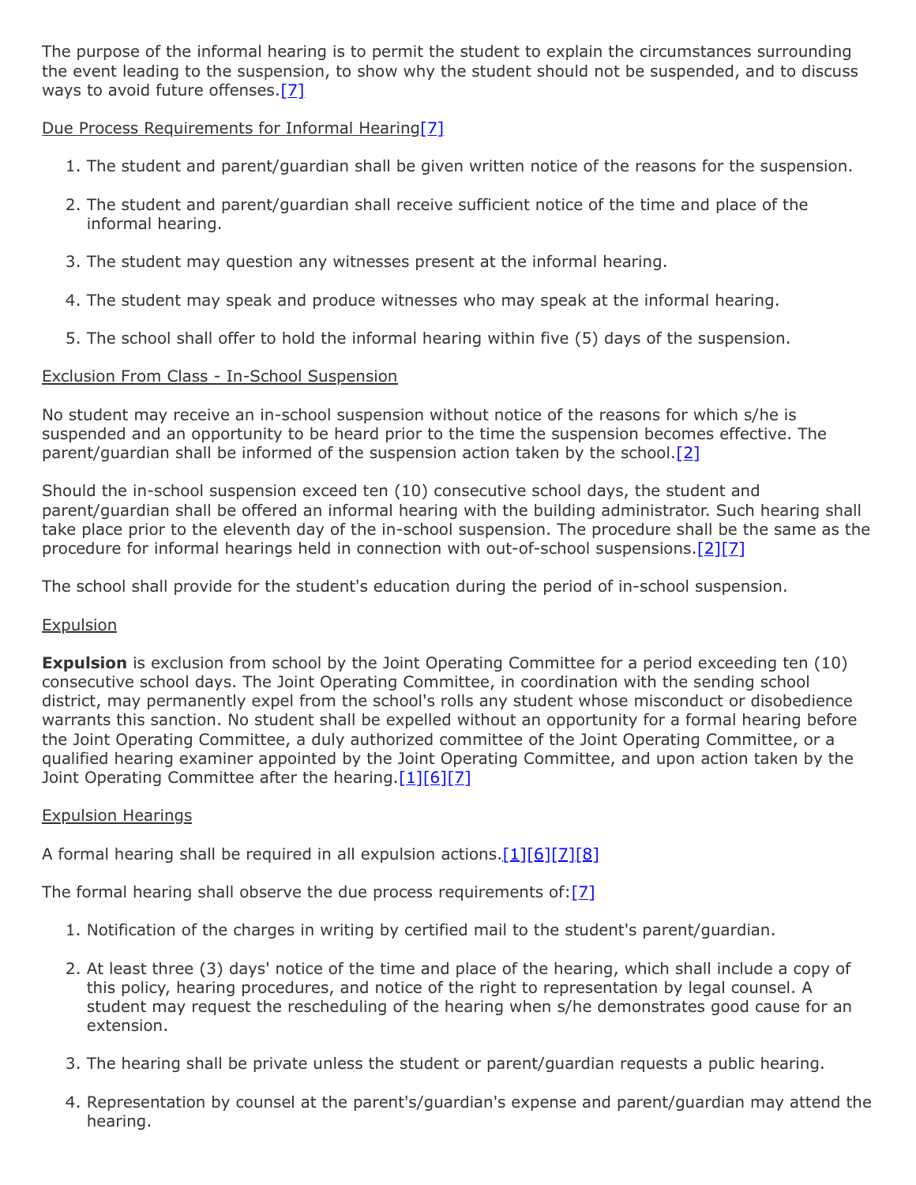The purpose of the informal hearing is to permit the student to explain the circumstances surrounding the event leading to the suspension, to show why the student should not be suspended, and to discuss ways to avoid future offenses.[7]

Due Process Requirements for Informal Hearing[7]

1. The student and parent/guardian shall be given written notice of the reasons for the suspension.
2. The student and parent/guardian shall receive sufficient notice of the time and place of the informal hearing.
3. The student may question any witnesses present at the informal hearing.
4. The student may speak and produce witnesses who may speak at the informal hearing.
5. The school shall offer to hold the informal hearing within five (5) days of the suspension.

Exclusion From Class - In-School Suspension

No student may receive an in-school suspension without notice of the reasons for which s/he is suspended and an opportunity to be heard prior to the time the suspension becomes effective. The parent/guardian shall be informed of the suspension action taken by the school.[2]

Should the in-school suspension exceed ten (10) consecutive school days, the student and parent/guardian shall be offered an informal hearing with the building administrator. Such hearing shall take place prior to the eleventh day of the in-school suspension. The procedure shall be the same as the procedure for informal hearings held in connection with out-of-school suspensions.[2][7]

The school shall provide for the student's education during the period of in-school suspension.

Expulsion

**Expulsion** is exclusion from school by the Joint Operating Committee for a period exceeding ten (10) consecutive school days. The Joint Operating Committee, in coordination with the sending school district, may permanently expel from the school's rolls any student whose misconduct or disobedience warrants this sanction. No student shall be expelled without an opportunity for a formal hearing before the Joint Operating Committee, a duly authorized committee of the Joint Operating Committee, or a qualified hearing examiner appointed by the Joint Operating Committee, and upon action taken by the Joint Operating Committee after the hearing.[1][6][7]

Expulsion Hearings

A formal hearing shall be required in all expulsion actions.[1][6][7][8]

The formal hearing shall observe the due process requirements of:[7]

1. Notification of the charges in writing by certified mail to the student's parent/guardian.
2. At least three (3) days' notice of the time and place of the hearing, which shall include a copy of this policy, hearing procedures, and notice of the right to representation by legal counsel. A student may request the rescheduling of the hearing when s/he demonstrates good cause for an extension.
3. The hearing shall be private unless the student or parent/guardian requests a public hearing.
4. Representation by counsel at the parent's/guardian's expense and parent/guardian may attend the hearing.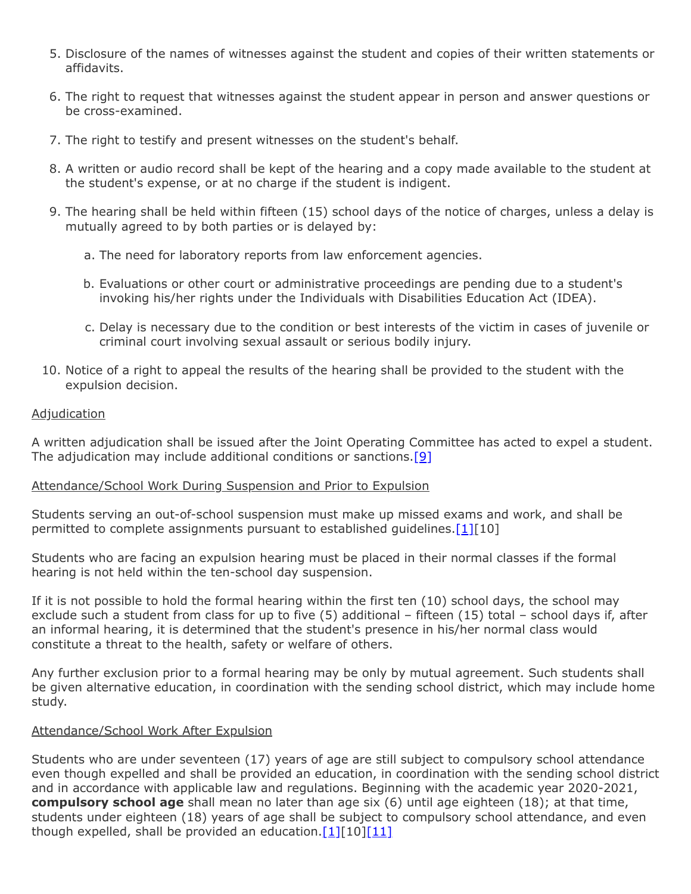5. Disclosure of the names of witnesses against the student and copies of their written statements or affidavits.

6. The right to request that witnesses against the student appear in person and answer questions or be cross-examined.

7. The right to testify and present witnesses on the student's behalf.

8. A written or audio record shall be kept of the hearing and a copy made available to the student at the student's expense, or at no charge if the student is indigent.

9. The hearing shall be held within fifteen (15) school days of the notice of charges, unless a delay is mutually agreed to by both parties or is delayed by:

   a. The need for laboratory reports from law enforcement agencies.

   b. Evaluations or other court or administrative proceedings are pending due to a student's invoking his/her rights under the Individuals with Disabilities Education Act (IDEA).

   c. Delay is necessary due to the condition or best interests of the victim in cases of juvenile or criminal court involving sexual assault or serious bodily injury.

10. Notice of a right to appeal the results of the hearing shall be provided to the student with the expulsion decision.

<u>Adjudication</u>

A written adjudication shall be issued after the Joint Operating Committee has acted to expel a student. The adjudication may include additional conditions or sanctions.[9]

<u>Attendance/School Work During Suspension and Prior to Expulsion</u>

Students serving an out-of-school suspension must make up missed exams and work, and shall be permitted to complete assignments pursuant to established guidelines.[1][10]

Students who are facing an expulsion hearing must be placed in their normal classes if the formal hearing is not held within the ten-school day suspension.

If it is not possible to hold the formal hearing within the first ten (10) school days, the school may exclude such a student from class for up to five (5) additional – fifteen (15) total – school days if, after an informal hearing, it is determined that the student's presence in his/her normal class would constitute a threat to the health, safety or welfare of others.

Any further exclusion prior to a formal hearing may be only by mutual agreement. Such students shall be given alternative education, in coordination with the sending school district, which may include home study.

<u>Attendance/School Work After Expulsion</u>

Students who are under seventeen (17) years of age are still subject to compulsory school attendance even though expelled and shall be provided an education, in coordination with the sending school district and in accordance with applicable law and regulations. Beginning with the academic year 2020-2021, **compulsory school age** shall mean no later than age six (6) until age eighteen (18); at that time, students under eighteen (18) years of age shall be subject to compulsory school attendance, and even though expelled, shall be provided an education.[1][10][11]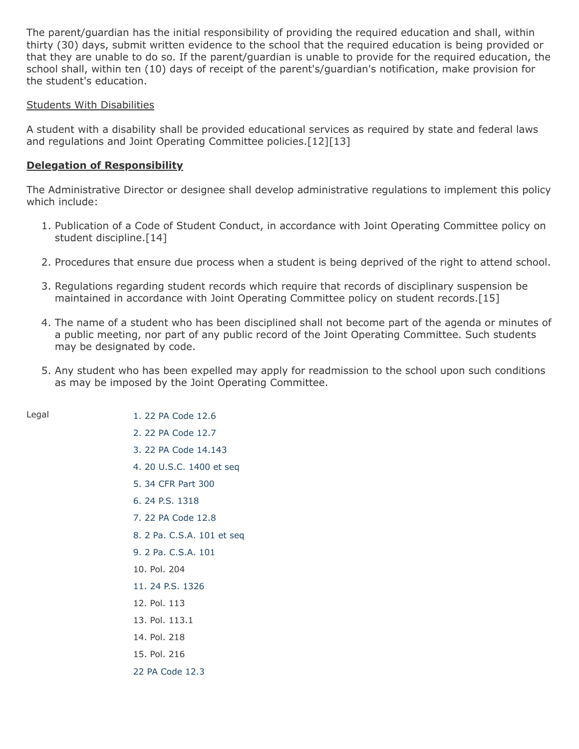The parent/guardian has the initial responsibility of providing the required education and shall, within thirty (30) days, submit written evidence to the school that the required education is being provided or that they are unable to do so. If the parent/guardian is unable to provide for the required education, the school shall, within ten (10) days of receipt of the parent's/guardian's notification, make provision for the student's education.

Students With Disabilities

A student with a disability shall be provided educational services as required by state and federal laws and regulations and Joint Operating Committee policies.[12][13]

**Delegation of Responsibility**

The Administrative Director or designee shall develop administrative regulations to implement this policy which include:

1. Publication of a Code of Student Conduct, in accordance with Joint Operating Committee policy on student discipline.[14]

2. Procedures that ensure due process when a student is being deprived of the right to attend school.

3. Regulations regarding student records which require that records of disciplinary suspension be maintained in accordance with Joint Operating Committee policy on student records.[15]

4. The name of a student who has been disciplined shall not become part of the agenda or minutes of a public meeting, nor part of any public record of the Joint Operating Committee. Such students may be designated by code.

5. Any student who has been expelled may apply for readmission to the school upon such conditions as may be imposed by the Joint Operating Committee.

Legal

1. 22 PA Code 12.6
2. 22 PA Code 12.7
3. 22 PA Code 14.143
4. 20 U.S.C. 1400 et seq
5. 34 CFR Part 300
6. 24 P.S. 1318
7. 22 PA Code 12.8
8. 2 Pa. C.S.A. 101 et seq
9. 2 Pa. C.S.A. 101
10. Pol. 204
11. 24 P.S. 1326
12. Pol. 113
13. Pol. 113.1
14. Pol. 218
15. Pol. 216

22 PA Code 12.3